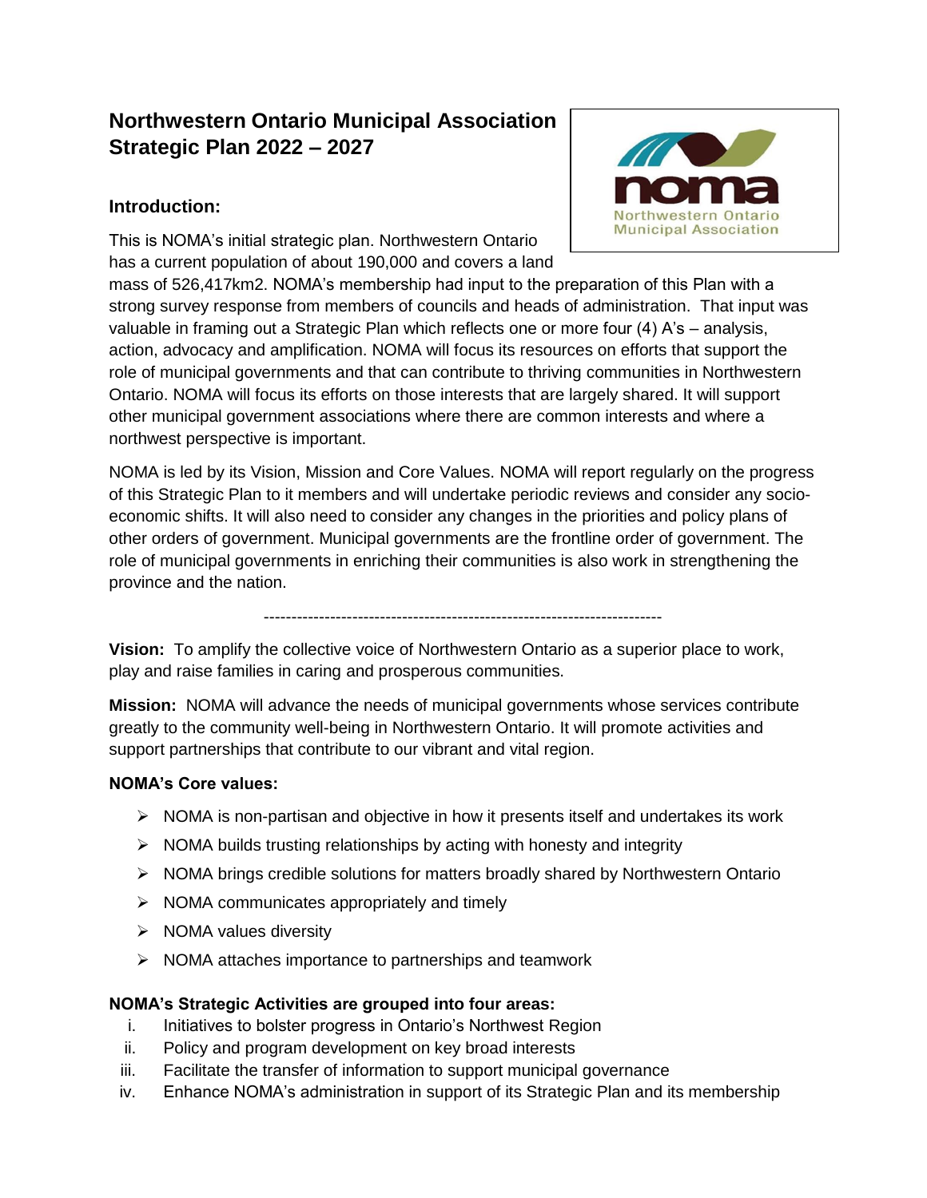# Northwestern Ontario Municipal Association Strategic Plan 2022 – 2027

## Introduction:

This is NOMA's initial strategic plan. Northwestern Ontario has a current population of about 190,000 and covers a land mass of 526,417km2. NOMA's membership had input to the preparation of this Plan with a strong survey response from members of councils and heads of administration. That input was valuable in framing out a Strategic Plan which reflects one or more four (4) A's – analysis, action, advocacy and amplification. NOMA will focus its resources on efforts that support the role of municipal governments and that can contribute to thriving communities in Northwestern Ontario. NOMA will focus its efforts on those interests that are largely shared. It will support other municipal government associations where there are common interests and where a northwest perspective is important.

NOMA is led by its Vision, Mission and Core Values. NOMA will report regularly on the progress of this Strategic Plan to it members and will undertake periodic reviews and consider any socio-economic shifts. It will also need to consider any changes in the priorities and policy plans of other orders of government. Municipal governments are the frontline order of government. The role of municipal governments in enriching their communities is also work in strengthening the province and the nation.

---

**Vision:** To amplify the collective voice of Northwestern Ontario as a superior place to work, play and raise families in caring and prosperous communities.

**Mission:** NOMA will advance the needs of municipal governments whose services contribute greatly to the community well-being in Northwestern Ontario. It will promote activities and support partnerships that contribute to our vibrant and vital region.

**NOMA's Core values:**

- NOMA is non-partisan and objective in how it presents itself and undertakes its work
- NOMA builds trusting relationships by acting with honesty and integrity
- NOMA brings credible solutions for matters broadly shared by Northwestern Ontario
- NOMA communicates appropriately and timely
- NOMA values diversity
- NOMA attaches importance to partnerships and teamwork

**NOMA's Strategic Activities are grouped into four areas:**

i. Initiatives to bolster progress in Ontario's Northwest Region
ii. Policy and program development on key broad interests
iii. Facilitate the transfer of information to support municipal governance
iv. Enhance NOMA's administration in support of its Strategic Plan and its membership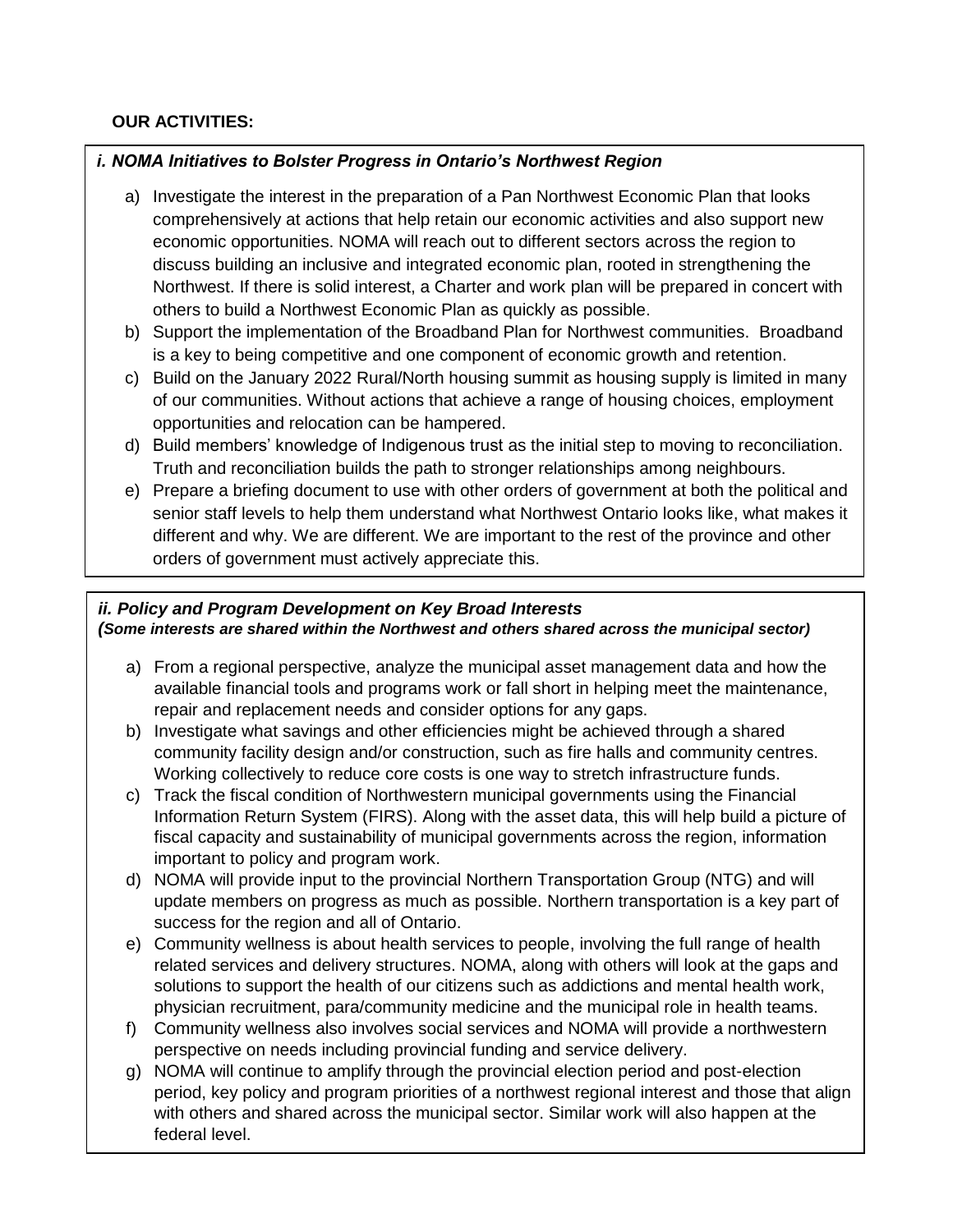**OUR ACTIVITIES:**

### *i. NOMA Initiatives to Bolster Progress in Ontario's Northwest Region*

a) Investigate the interest in the preparation of a Pan Northwest Economic Plan that looks comprehensively at actions that help retain our economic activities and also support new economic opportunities. NOMA will reach out to different sectors across the region to discuss building an inclusive and integrated economic plan, rooted in strengthening the Northwest. If there is solid interest, a Charter and work plan will be prepared in concert with others to build a Northwest Economic Plan as quickly as possible.

b) Support the implementation of the Broadband Plan for Northwest communities. Broadband is a key to being competitive and one component of economic growth and retention.

c) Build on the January 2022 Rural/North housing summit as housing supply is limited in many of our communities. Without actions that achieve a range of housing choices, employment opportunities and relocation can be hampered.

d) Build members' knowledge of Indigenous trust as the initial step to moving to reconciliation. Truth and reconciliation builds the path to stronger relationships among neighbours.

e) Prepare a briefing document to use with other orders of government at both the political and senior staff levels to help them understand what Northwest Ontario looks like, what makes it different and why. We are different. We are important to the rest of the province and other orders of government must actively appreciate this.

### *ii. Policy and Program Development on Key Broad Interests*

***(Some interests are shared within the Northwest and others shared across the municipal sector)***

a) From a regional perspective, analyze the municipal asset management data and how the available financial tools and programs work or fall short in helping meet the maintenance, repair and replacement needs and consider options for any gaps.

b) Investigate what savings and other efficiencies might be achieved through a shared community facility design and/or construction, such as fire halls and community centres. Working collectively to reduce core costs is one way to stretch infrastructure funds.

c) Track the fiscal condition of Northwestern municipal governments using the Financial Information Return System (FIRS). Along with the asset data, this will help build a picture of fiscal capacity and sustainability of municipal governments across the region, information important to policy and program work.

d) NOMA will provide input to the provincial Northern Transportation Group (NTG) and will update members on progress as much as possible. Northern transportation is a key part of success for the region and all of Ontario.

e) Community wellness is about health services to people, involving the full range of health related services and delivery structures. NOMA, along with others will look at the gaps and solutions to support the health of our citizens such as addictions and mental health work, physician recruitment, para/community medicine and the municipal role in health teams.

f) Community wellness also involves social services and NOMA will provide a northwestern perspective on needs including provincial funding and service delivery.

g) NOMA will continue to amplify through the provincial election period and post-election period, key policy and program priorities of a northwest regional interest and those that align with others and shared across the municipal sector. Similar work will also happen at the federal level.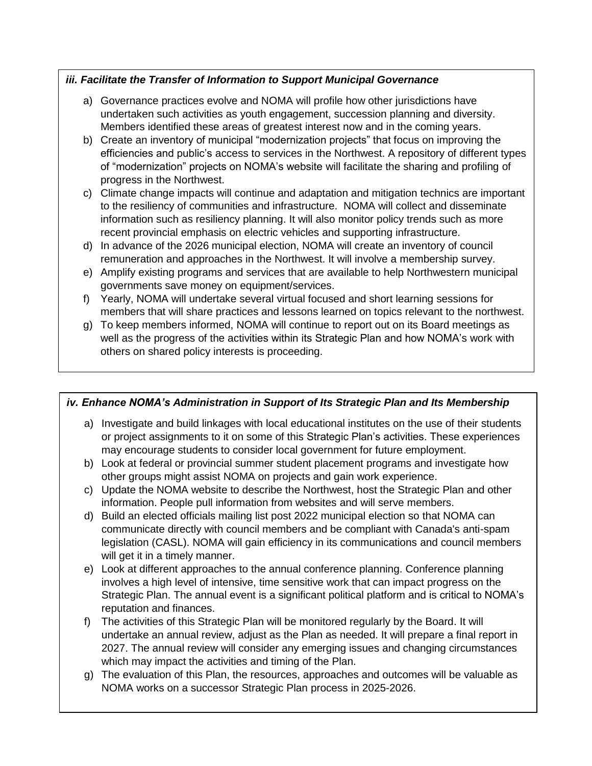### *iii. Facilitate the Transfer of Information to Support Municipal Governance*

a) Governance practices evolve and NOMA will profile how other jurisdictions have undertaken such activities as youth engagement, succession planning and diversity. Members identified these areas of greatest interest now and in the coming years.
b) Create an inventory of municipal "modernization projects" that focus on improving the efficiencies and public's access to services in the Northwest. A repository of different types of "modernization" projects on NOMA's website will facilitate the sharing and profiling of progress in the Northwest.
c) Climate change impacts will continue and adaptation and mitigation technics are important to the resiliency of communities and infrastructure. NOMA will collect and disseminate information such as resiliency planning. It will also monitor policy trends such as more recent provincial emphasis on electric vehicles and supporting infrastructure.
d) In advance of the 2026 municipal election, NOMA will create an inventory of council remuneration and approaches in the Northwest. It will involve a membership survey.
e) Amplify existing programs and services that are available to help Northwestern municipal governments save money on equipment/services.
f) Yearly, NOMA will undertake several virtual focused and short learning sessions for members that will share practices and lessons learned on topics relevant to the northwest.
g) To keep members informed, NOMA will continue to report out on its Board meetings as well as the progress of the activities within its Strategic Plan and how NOMA's work with others on shared policy interests is proceeding.

### *iv. Enhance NOMA's Administration in Support of Its Strategic Plan and Its Membership*

a) Investigate and build linkages with local educational institutes on the use of their students or project assignments to it on some of this Strategic Plan's activities. These experiences may encourage students to consider local government for future employment.
b) Look at federal or provincial summer student placement programs and investigate how other groups might assist NOMA on projects and gain work experience.
c) Update the NOMA website to describe the Northwest, host the Strategic Plan and other information. People pull information from websites and will serve members.
d) Build an elected officials mailing list post 2022 municipal election so that NOMA can communicate directly with council members and be compliant with Canada's anti-spam legislation (CASL). NOMA will gain efficiency in its communications and council members will get it in a timely manner.
e) Look at different approaches to the annual conference planning. Conference planning involves a high level of intensive, time sensitive work that can impact progress on the Strategic Plan. The annual event is a significant political platform and is critical to NOMA's reputation and finances.
f) The activities of this Strategic Plan will be monitored regularly by the Board. It will undertake an annual review, adjust as the Plan as needed. It will prepare a final report in 2027. The annual review will consider any emerging issues and changing circumstances which may impact the activities and timing of the Plan.
g) The evaluation of this Plan, the resources, approaches and outcomes will be valuable as NOMA works on a successor Strategic Plan process in 2025-2026.